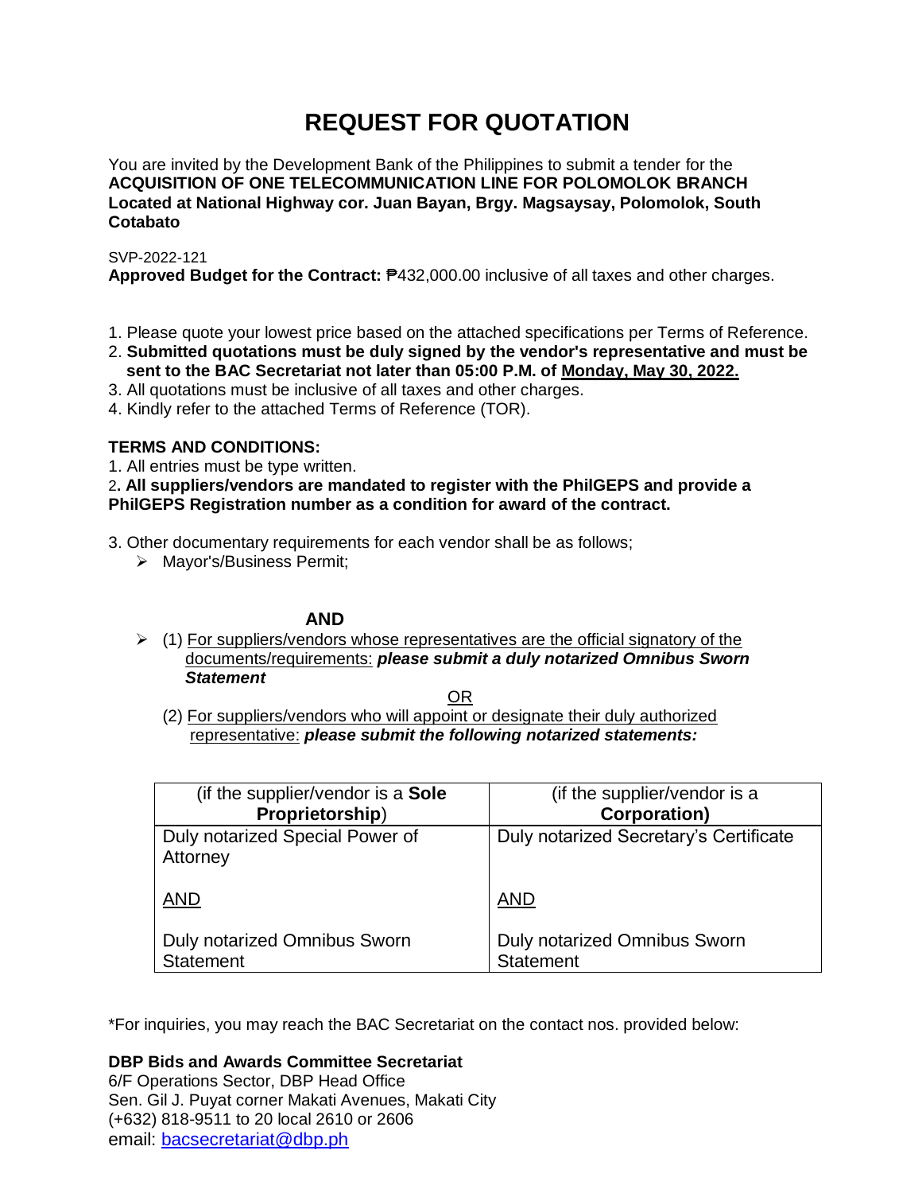# REQUEST FOR QUOTATION

You are invited by the Development Bank of the Philippines to submit a tender for the **ACQUISITION OF ONE TELECOMMUNICATION LINE FOR POLOMOLOK BRANCH Located at National Highway cor. Juan Bayan, Brgy. Magsaysay, Polomolok, South Cotabato**

SVP-2022-121
**Approved Budget for the Contract:** ₱432,000.00 inclusive of all taxes and other charges.

1. Please quote your lowest price based on the attached specifications per Terms of Reference.
2. **Submitted quotations must be duly signed by the vendor's representative and must be sent to the BAC Secretariat not later than 05:00 P.M. of Monday, May 30, 2022.**
3. All quotations must be inclusive of all taxes and other charges.
4. Kindly refer to the attached Terms of Reference (TOR).

**TERMS AND CONDITIONS:**

1. All entries must be type written.
2. **All suppliers/vendors are mandated to register with the PhilGEPS and provide a PhilGEPS Registration number as a condition for award of the contract.**
3. Other documentary requirements for each vendor shall be as follows;
   - Mayor's/Business Permit;

**AND**

- (1) For suppliers/vendors whose representatives are the official signatory of the documents/requirements: ***please submit a duly notarized Omnibus Sworn Statement***

  OR

  (2) For suppliers/vendors who will appoint or designate their duly authorized representative: ***please submit the following notarized statements:***

| (if the supplier/vendor is a **Sole Proprietorship**) | (if the supplier/vendor is a **Corporation)** |
|---|---|
| Duly notarized Special Power of Attorney<br><br>AND<br><br>Duly notarized Omnibus Sworn Statement | Duly notarized Secretary's Certificate<br><br>AND<br><br>Duly notarized Omnibus Sworn Statement |

*For inquiries, you may reach the BAC Secretariat on the contact nos. provided below:

**DBP Bids and Awards Committee Secretariat**
6/F Operations Sector, DBP Head Office
Sen. Gil J. Puyat corner Makati Avenues, Makati City
(+632) 818-9511 to 20 local 2610 or 2606
email: bacsecretariat@dbp.ph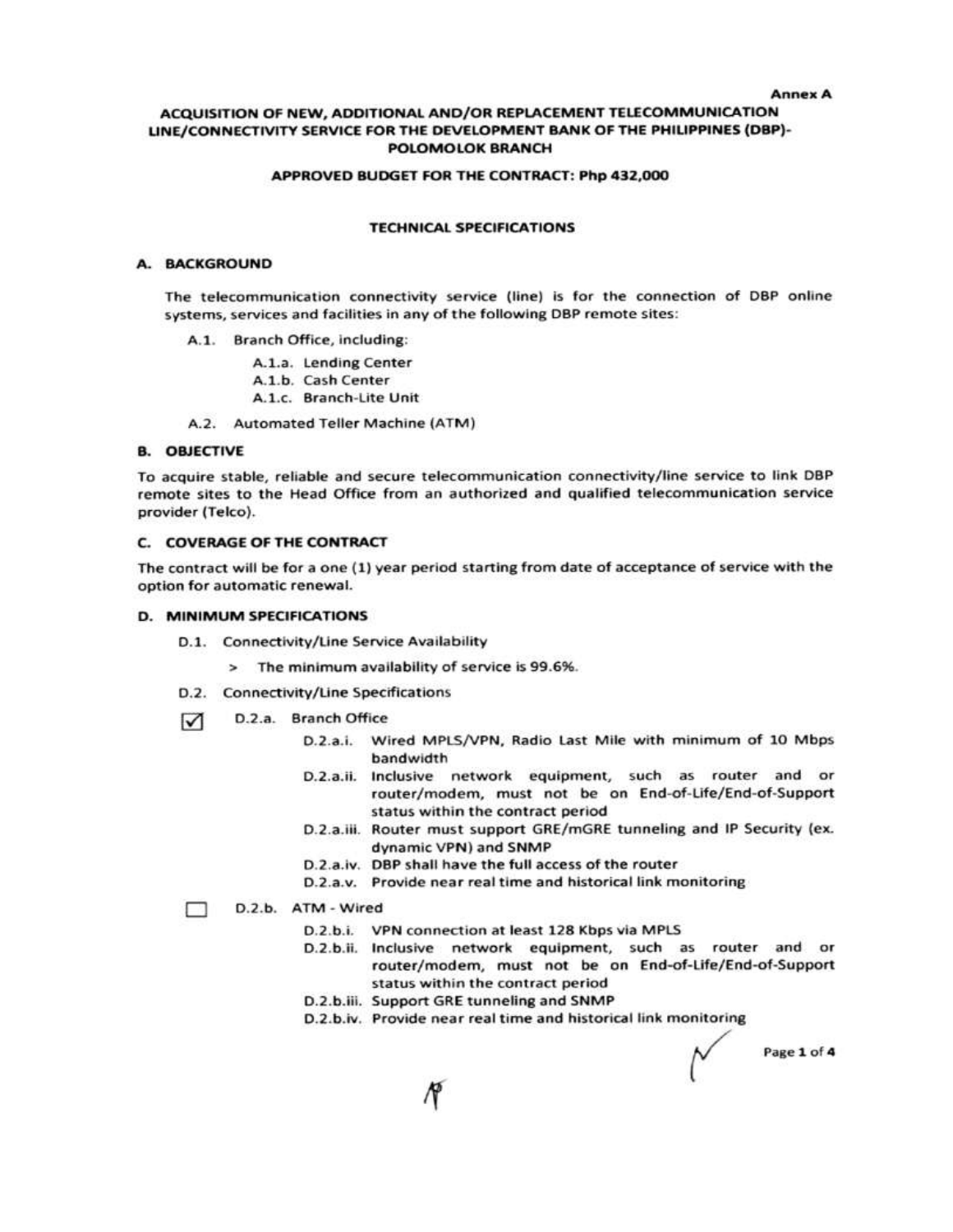Annex A

# ACQUISITION OF NEW, ADDITIONAL AND/OR REPLACEMENT TELECOMMUNICATION LINE/CONNECTIVITY SERVICE FOR THE DEVELOPMENT BANK OF THE PHILIPPINES (DBP)-POLOMOLOK BRANCH

**APPROVED BUDGET FOR THE CONTRACT: Php 432,000**

## TECHNICAL SPECIFICATIONS

### A. BACKGROUND

The telecommunication connectivity service (line) is for the connection of DBP online systems, services and facilities in any of the following DBP remote sites:

- A.1. Branch Office, including:
  - A.1.a. Lending Center
  - A.1.b. Cash Center
  - A.1.c. Branch-Lite Unit
- A.2. Automated Teller Machine (ATM)

### B. OBJECTIVE

To acquire stable, reliable and secure telecommunication connectivity/line service to link DBP remote sites to the Head Office from an authorized and qualified telecommunication service provider (Telco).

### C. COVERAGE OF THE CONTRACT

The contract will be for a one (1) year period starting from date of acceptance of service with the option for automatic renewal.

### D. MINIMUM SPECIFICATIONS

- D.1. Connectivity/Line Service Availability
  - > The minimum availability of service is 99.6%.
- D.2. Connectivity/Line Specifications

☑ D.2.a. Branch Office

- D.2.a.i. Wired MPLS/VPN, Radio Last Mile with minimum of 10 Mbps bandwidth
- D.2.a.ii. Inclusive network equipment, such as router and or router/modem, must not be on End-of-Life/End-of-Support status within the contract period
- D.2.a.iii. Router must support GRE/mGRE tunneling and IP Security (ex. dynamic VPN) and SNMP
- D.2.a.iv. DBP shall have the full access of the router
- D.2.a.v. Provide near real time and historical link monitoring

☐ D.2.b. ATM - Wired

- D.2.b.i. VPN connection at least 128 Kbps via MPLS
- D.2.b.ii. Inclusive network equipment, such as router and or router/modem, must not be on End-of-Life/End-of-Support status within the contract period
- D.2.b.iii. Support GRE tunneling and SNMP
- D.2.b.iv. Provide near real time and historical link monitoring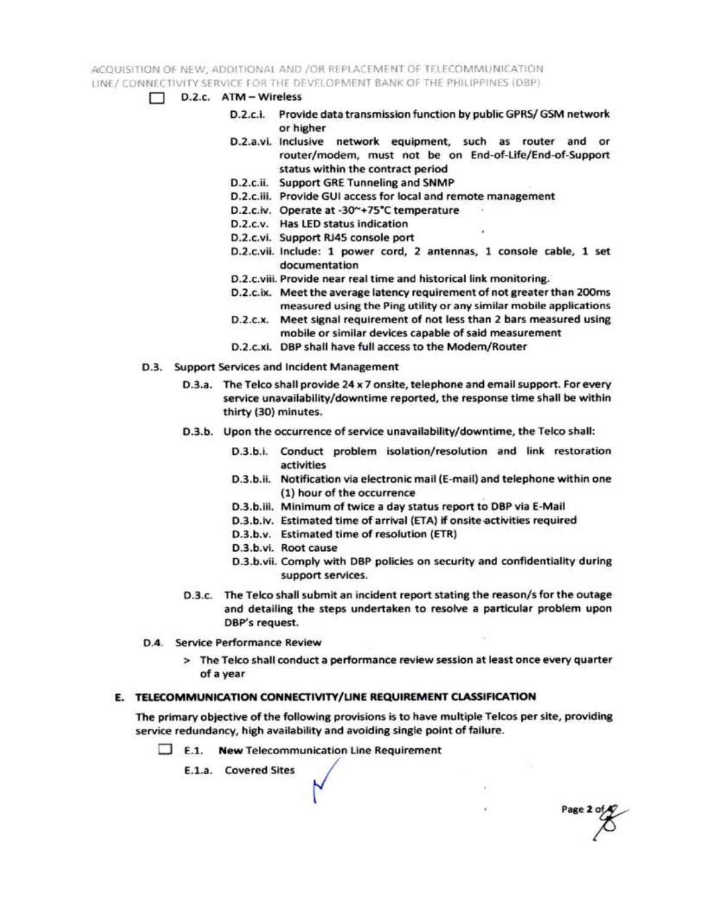- [ ] D.2.c. ATM – Wireless
    - D.2.c.i. Provide data transmission function by public GPRS/ GSM network or higher
    - D.2.a.vi. Inclusive network equipment, such as router and or router/modem, must not be on End-of-Life/End-of-Support status within the contract period
    - D.2.c.ii. Support GRE Tunneling and SNMP
    - D.2.c.iii. Provide GUI access for local and remote management
    - D.2.c.iv. Operate at -30~+75°C temperature
    - D.2.c.v. Has LED status indication
    - D.2.c.vi. Support RJ45 console port
    - D.2.c.vii. Include: 1 power cord, 2 antennas, 1 console cable, 1 set documentation
    - D.2.c.viii. Provide near real time and historical link monitoring.
    - D.2.c.ix. Meet the average latency requirement of not greater than 200ms measured using the Ping utility or any similar mobile applications
    - D.2.c.x. Meet signal requirement of not less than 2 bars measured using mobile or similar devices capable of said measurement
    - D.2.c.xi. DBP shall have full access to the Modem/Router

D.3. Support Services and Incident Management

- D.3.a. The Telco shall provide 24 x 7 onsite, telephone and email support. For every service unavailability/downtime reported, the response time shall be within thirty (30) minutes.
- D.3.b. Upon the occurrence of service unavailability/downtime, the Telco shall:
    - D.3.b.i. Conduct problem isolation/resolution and link restoration activities
    - D.3.b.ii. Notification via electronic mail (E-mail) and telephone within one (1) hour of the occurrence
    - D.3.b.iii. Minimum of twice a day status report to DBP via E-Mail
    - D.3.b.iv. Estimated time of arrival (ETA) if onsite activities required
    - D.3.b.v. Estimated time of resolution (ETR)
    - D.3.b.vi. Root cause
    - D.3.b.vii. Comply with DBP policies on security and confidentiality during support services.
- D.3.c. The Telco shall submit an incident report stating the reason/s for the outage and detailing the steps undertaken to resolve a particular problem upon DBP's request.

D.4. Service Performance Review

> The Telco shall conduct a performance review session at least once every quarter of a year

## E. TELECOMMUNICATION CONNECTIVITY/LINE REQUIREMENT CLASSIFICATION

The primary objective of the following provisions is to have multiple Telcos per site, providing service redundancy, high availability and avoiding single point of failure.

- [ ] E.1. **New** Telecommunication Line Requirement

E.1.a. Covered Sites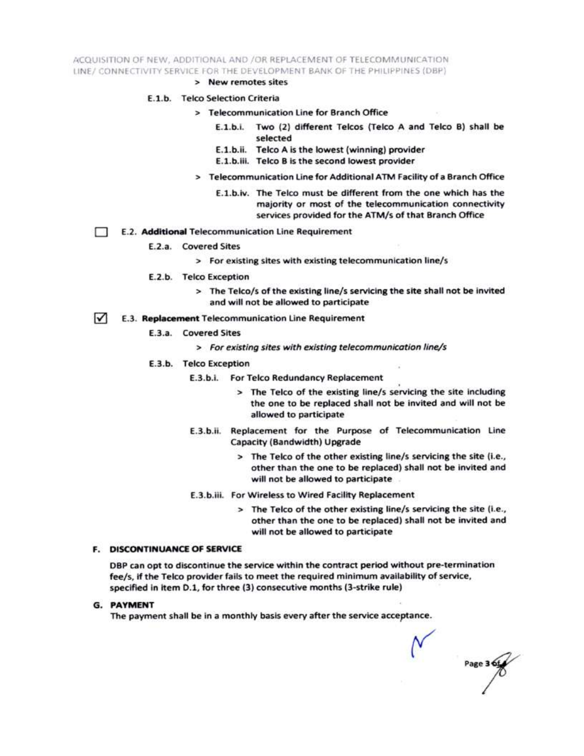> New remotes sites

E.1.b. Telco Selection Criteria

> Telecommunication Line for Branch Office

E.1.b.i. Two (2) different Telcos (Telco A and Telco B) shall be selected

E.1.b.ii. Telco A is the lowest (winning) provider

E.1.b.iii. Telco B is the second lowest provider

> Telecommunication Line for Additional ATM Facility of a Branch Office

E.1.b.iv. The Telco must be different from the one which has the majority or most of the telecommunication connectivity services provided for the ATM/s of that Branch Office

☐ E.2. **Additional** Telecommunication Line Requirement

E.2.a. Covered Sites

> For existing sites with existing telecommunication line/s

E.2.b. Telco Exception

> The Telco/s of the existing line/s servicing the site shall not be invited and will not be allowed to participate

☑ E.3. **Replacement** Telecommunication Line Requirement

E.3.a. Covered Sites

> *For existing sites with existing telecommunication line/s*

E.3.b. Telco Exception

E.3.b.i. For Telco Redundancy Replacement

> The Telco of the existing line/s servicing the site including the one to be replaced shall not be invited and will not be allowed to participate

E.3.b.ii. Replacement for the Purpose of Telecommunication Line Capacity (Bandwidth) Upgrade

> The Telco of the other existing line/s servicing the site (i.e., other than the one to be replaced) shall not be invited and will not be allowed to participate

E.3.b.iii. For Wireless to Wired Facility Replacement

> The Telco of the other existing line/s servicing the site (i.e., other than the one to be replaced) shall not be invited and will not be allowed to participate

## F. DISCONTINUANCE OF SERVICE

DBP can opt to discontinue the service within the contract period without pre-termination fee/s, if the Telco provider fails to meet the required minimum availability of service, specified in item D.1, for three (3) consecutive months (3-strike rule)

## G. PAYMENT

The payment shall be in a monthly basis every after the service acceptance.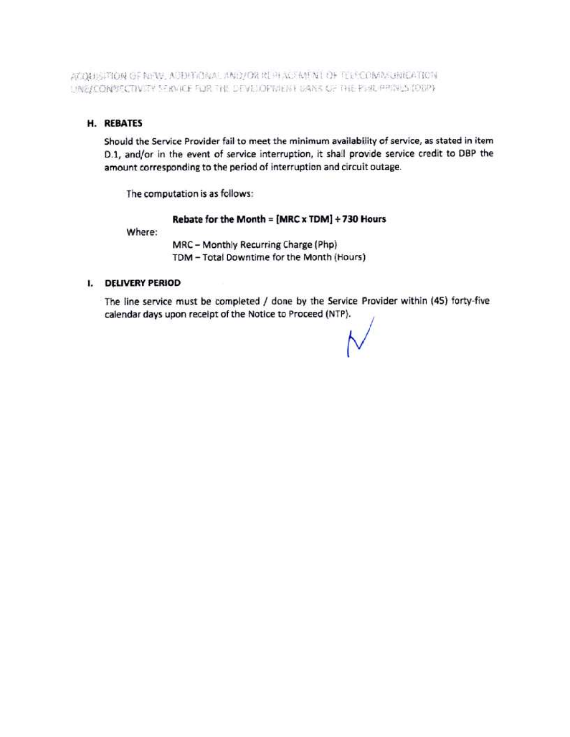## H. REBATES

Should the Service Provider fail to meet the minimum availability of service, as stated in item D.1, and/or in the event of service interruption, it shall provide service credit to DBP the amount corresponding to the period of interruption and circuit outage.

The computation is as follows:

**Rebate for the Month = [MRC x TDM] ÷ 730 Hours**

Where:

MRC – Monthly Recurring Charge (Php)
TDM – Total Downtime for the Month (Hours)

## I. DELIVERY PERIOD

The line service must be completed / done by the Service Provider within (45) forty-five calendar days upon receipt of the Notice to Proceed (NTP).